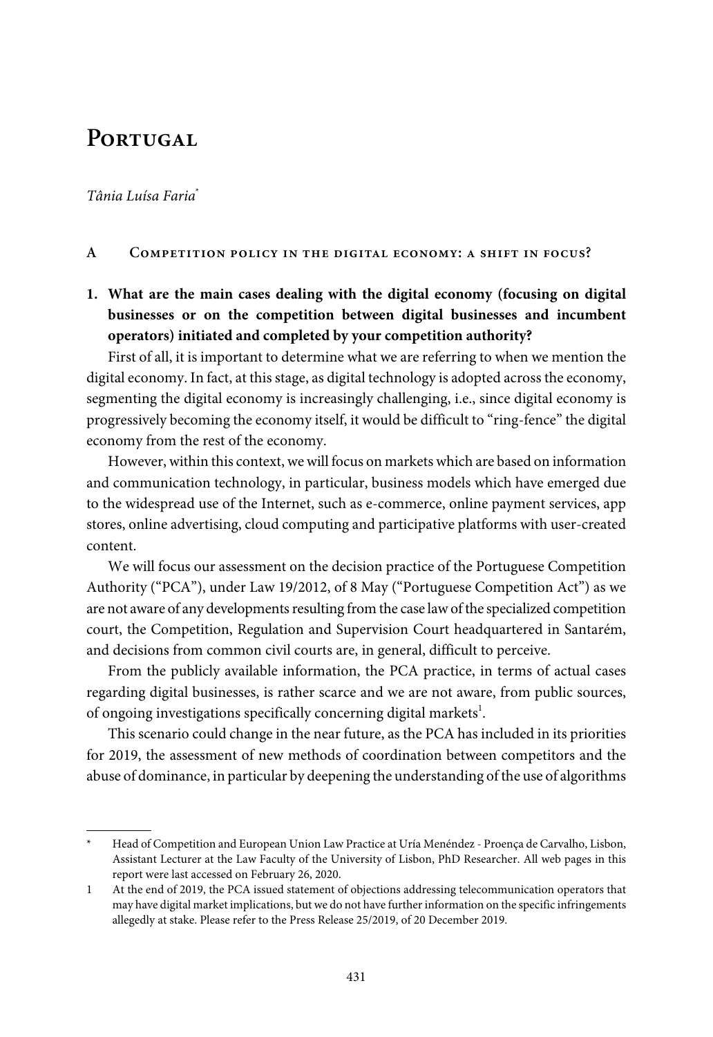# Portugal

*Tânia Luísa Faria*[*]

## A Competition policy in the digital economy: a shift in focus?

**1. What are the main cases dealing with the digital economy (focusing on digital businesses or on the competition between digital businesses and incumbent operators) initiated and completed by your competition authority?**

First of all, it is important to determine what we are referring to when we mention the digital economy. In fact, at this stage, as digital technology is adopted across the economy, segmenting the digital economy is increasingly challenging, i.e., since digital economy is progressively becoming the economy itself, it would be difficult to "ring-fence" the digital economy from the rest of the economy.

However, within this context, we will focus on markets which are based on information and communication technology, in particular, business models which have emerged due to the widespread use of the Internet, such as e-commerce, online payment services, app stores, online advertising, cloud computing and participative platforms with user-created content.

We will focus our assessment on the decision practice of the Portuguese Competition Authority ("PCA"), under Law 19/2012, of 8 May ("Portuguese Competition Act") as we are not aware of any developments resulting from the case law of the specialized competition court, the Competition, Regulation and Supervision Court headquartered in Santarém, and decisions from common civil courts are, in general, difficult to perceive.

From the publicly available information, the PCA practice, in terms of actual cases regarding digital businesses, is rather scarce and we are not aware, from public sources, of ongoing investigations specifically concerning digital markets[1].

This scenario could change in the near future, as the PCA has included in its priorities for 2019, the assessment of new methods of coordination between competitors and the abuse of dominance, in particular by deepening the understanding of the use of algorithms

---

[*] Head of Competition and European Union Law Practice at Uría Menéndez - Proença de Carvalho, Lisbon, Assistant Lecturer at the Law Faculty of the University of Lisbon, PhD Researcher. All web pages in this report were last accessed on February 26, 2020.

[1] At the end of 2019, the PCA issued statement of objections addressing telecommunication operators that may have digital market implications, but we do not have further information on the specific infringements allegedly at stake. Please refer to the Press Release 25/2019, of 20 December 2019.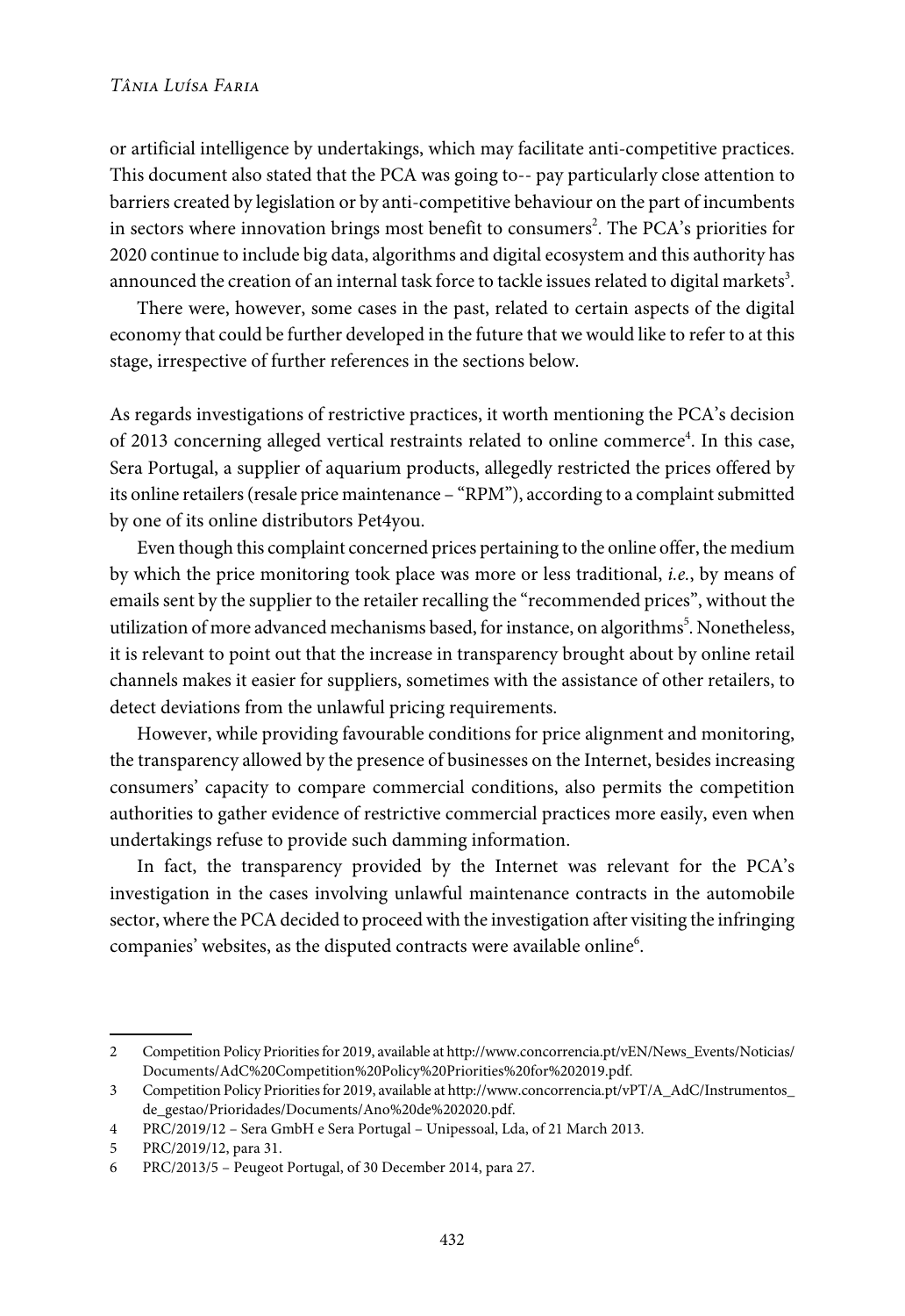or artificial intelligence by undertakings, which may facilitate anti-competitive practices. This document also stated that the PCA was going to-- pay particularly close attention to barriers created by legislation or by anti-competitive behaviour on the part of incumbents in sectors where innovation brings most benefit to consumers[2]. The PCA's priorities for 2020 continue to include big data, algorithms and digital ecosystem and this authority has announced the creation of an internal task force to tackle issues related to digital markets[3].

There were, however, some cases in the past, related to certain aspects of the digital economy that could be further developed in the future that we would like to refer to at this stage, irrespective of further references in the sections below.

As regards investigations of restrictive practices, it worth mentioning the PCA's decision of 2013 concerning alleged vertical restraints related to online commerce[4]. In this case, Sera Portugal, a supplier of aquarium products, allegedly restricted the prices offered by its online retailers (resale price maintenance – "RPM"), according to a complaint submitted by one of its online distributors Pet4you.

Even though this complaint concerned prices pertaining to the online offer, the medium by which the price monitoring took place was more or less traditional, *i.e.*, by means of emails sent by the supplier to the retailer recalling the "recommended prices", without the utilization of more advanced mechanisms based, for instance, on algorithms[5]. Nonetheless, it is relevant to point out that the increase in transparency brought about by online retail channels makes it easier for suppliers, sometimes with the assistance of other retailers, to detect deviations from the unlawful pricing requirements.

However, while providing favourable conditions for price alignment and monitoring, the transparency allowed by the presence of businesses on the Internet, besides increasing consumers' capacity to compare commercial conditions, also permits the competition authorities to gather evidence of restrictive commercial practices more easily, even when undertakings refuse to provide such damming information.

In fact, the transparency provided by the Internet was relevant for the PCA's investigation in the cases involving unlawful maintenance contracts in the automobile sector, where the PCA decided to proceed with the investigation after visiting the infringing companies' websites, as the disputed contracts were available online[6].

---

2 Competition Policy Priorities for 2019, available at http://www.concorrencia.pt/vEN/News_Events/Noticias/Documents/AdC%20Competition%20Policy%20Priorities%20for%202019.pdf.

3 Competition Policy Priorities for 2019, available at http://www.concorrencia.pt/vPT/A_AdC/Instrumentos_de_gestao/Prioridades/Documents/Ano%20de%202020.pdf.

4 PRC/2019/12 – Sera GmbH e Sera Portugal – Unipessoal, Lda, of 21 March 2013.

5 PRC/2019/12, para 31.

6 PRC/2013/5 – Peugeot Portugal, of 30 December 2014, para 27.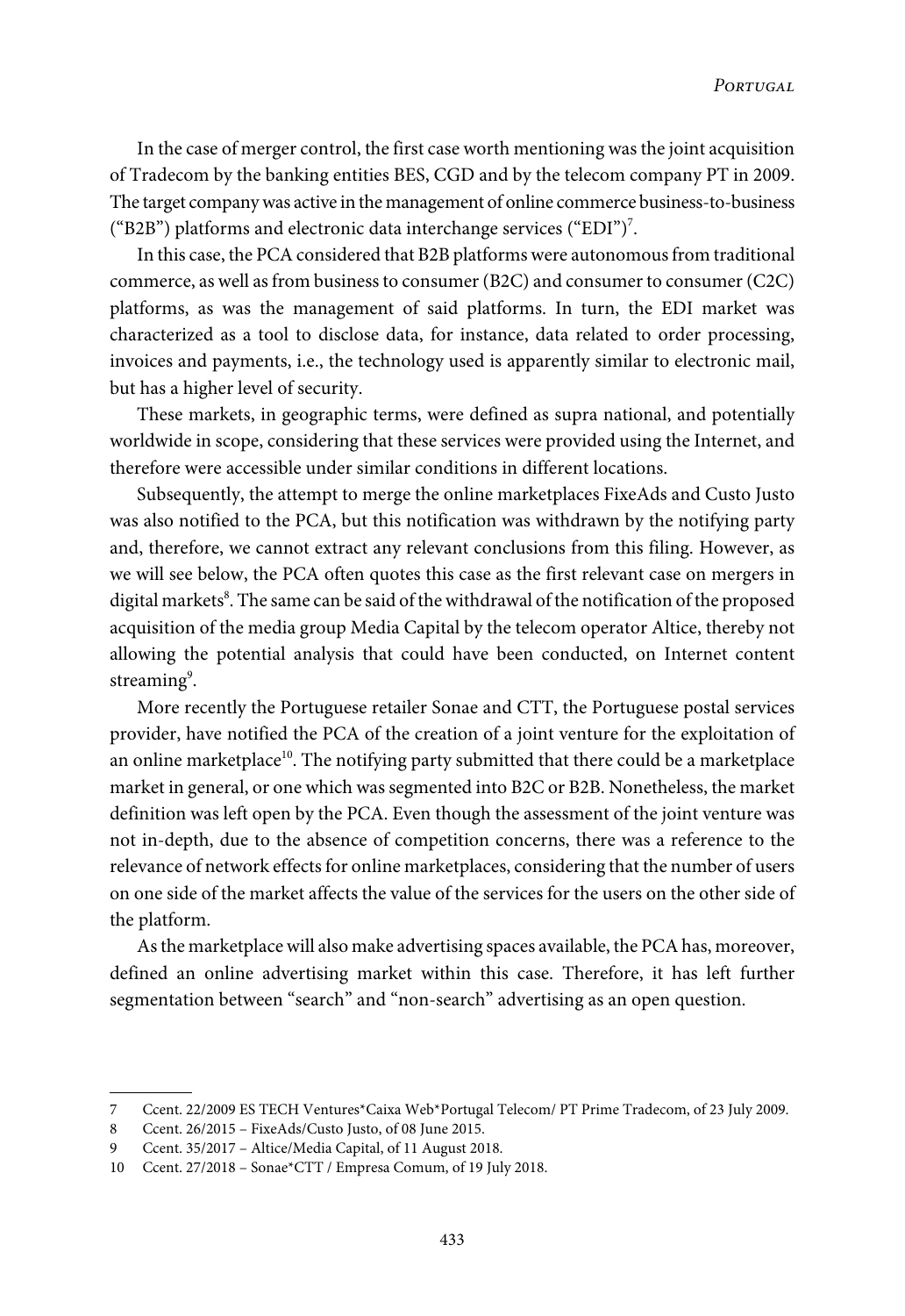In the case of merger control, the first case worth mentioning was the joint acquisition of Tradecom by the banking entities BES, CGD and by the telecom company PT in 2009. The target company was active in the management of online commerce business-to-business ("B2B") platforms and electronic data interchange services ("EDI")[7].

In this case, the PCA considered that B2B platforms were autonomous from traditional commerce, as well as from business to consumer (B2C) and consumer to consumer (C2C) platforms, as was the management of said platforms. In turn, the EDI market was characterized as a tool to disclose data, for instance, data related to order processing, invoices and payments, i.e., the technology used is apparently similar to electronic mail, but has a higher level of security.

These markets, in geographic terms, were defined as supra national, and potentially worldwide in scope, considering that these services were provided using the Internet, and therefore were accessible under similar conditions in different locations.

Subsequently, the attempt to merge the online marketplaces FixeAds and Custo Justo was also notified to the PCA, but this notification was withdrawn by the notifying party and, therefore, we cannot extract any relevant conclusions from this filing. However, as we will see below, the PCA often quotes this case as the first relevant case on mergers in digital markets[8]. The same can be said of the withdrawal of the notification of the proposed acquisition of the media group Media Capital by the telecom operator Altice, thereby not allowing the potential analysis that could have been conducted, on Internet content streaming[9].

More recently the Portuguese retailer Sonae and CTT, the Portuguese postal services provider, have notified the PCA of the creation of a joint venture for the exploitation of an online marketplace[10]. The notifying party submitted that there could be a marketplace market in general, or one which was segmented into B2C or B2B. Nonetheless, the market definition was left open by the PCA. Even though the assessment of the joint venture was not in-depth, due to the absence of competition concerns, there was a reference to the relevance of network effects for online marketplaces, considering that the number of users on one side of the market affects the value of the services for the users on the other side of the platform.

As the marketplace will also make advertising spaces available, the PCA has, moreover, defined an online advertising market within this case. Therefore, it has left further segmentation between "search" and "non-search" advertising as an open question.

---

7 Ccent. 22/2009 ES TECH Ventures*Caixa Web*Portugal Telecom/ PT Prime Tradecom, of 23 July 2009.

8 Ccent. 26/2015 – FixeAds/Custo Justo, of 08 June 2015.

9 Ccent. 35/2017 – Altice/Media Capital, of 11 August 2018.

10 Ccent. 27/2018 – Sonae*CTT / Empresa Comum, of 19 July 2018.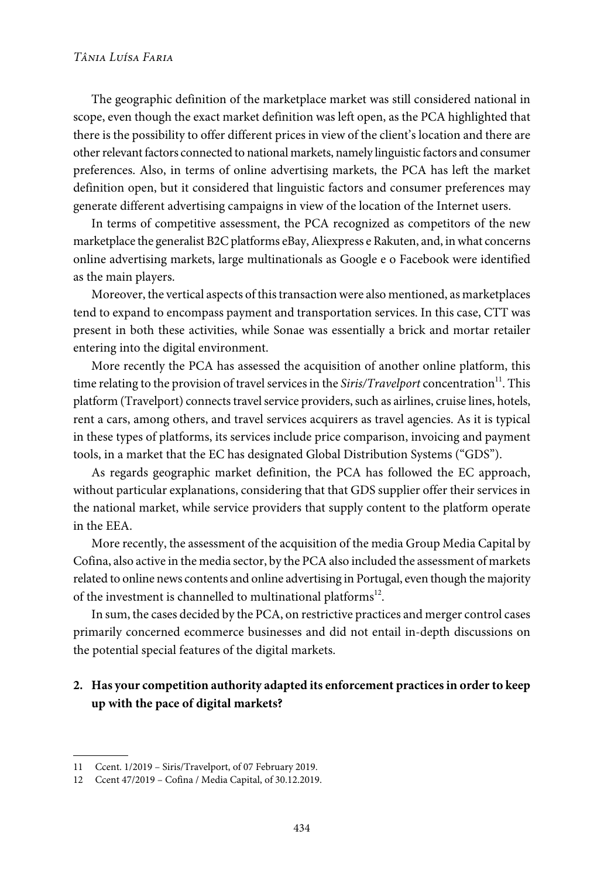The geographic definition of the marketplace market was still considered national in scope, even though the exact market definition was left open, as the PCA highlighted that there is the possibility to offer different prices in view of the client's location and there are other relevant factors connected to national markets, namely linguistic factors and consumer preferences. Also, in terms of online advertising markets, the PCA has left the market definition open, but it considered that linguistic factors and consumer preferences may generate different advertising campaigns in view of the location of the Internet users.

In terms of competitive assessment, the PCA recognized as competitors of the new marketplace the generalist B2C platforms eBay, Aliexpress e Rakuten, and, in what concerns online advertising markets, large multinationals as Google e o Facebook were identified as the main players.

Moreover, the vertical aspects of this transaction were also mentioned, as marketplaces tend to expand to encompass payment and transportation services. In this case, CTT was present in both these activities, while Sonae was essentially a brick and mortar retailer entering into the digital environment.

More recently the PCA has assessed the acquisition of another online platform, this time relating to the provision of travel services in the *Siris/Travelport* concentration[11]. This platform (Travelport) connects travel service providers, such as airlines, cruise lines, hotels, rent a cars, among others, and travel services acquirers as travel agencies. As it is typical in these types of platforms, its services include price comparison, invoicing and payment tools, in a market that the EC has designated Global Distribution Systems ("GDS").

As regards geographic market definition, the PCA has followed the EC approach, without particular explanations, considering that that GDS supplier offer their services in the national market, while service providers that supply content to the platform operate in the EEA.

More recently, the assessment of the acquisition of the media Group Media Capital by Cofina, also active in the media sector, by the PCA also included the assessment of markets related to online news contents and online advertising in Portugal, even though the majority of the investment is channelled to multinational platforms[12].

In sum, the cases decided by the PCA, on restrictive practices and merger control cases primarily concerned ecommerce businesses and did not entail in-depth discussions on the potential special features of the digital markets.

## 2. Has your competition authority adapted its enforcement practices in order to keep up with the pace of digital markets?

---

11 Ccent. 1/2019 – Siris/Travelport, of 07 February 2019.

12 Ccent 47/2019 – Cofina / Media Capital, of 30.12.2019.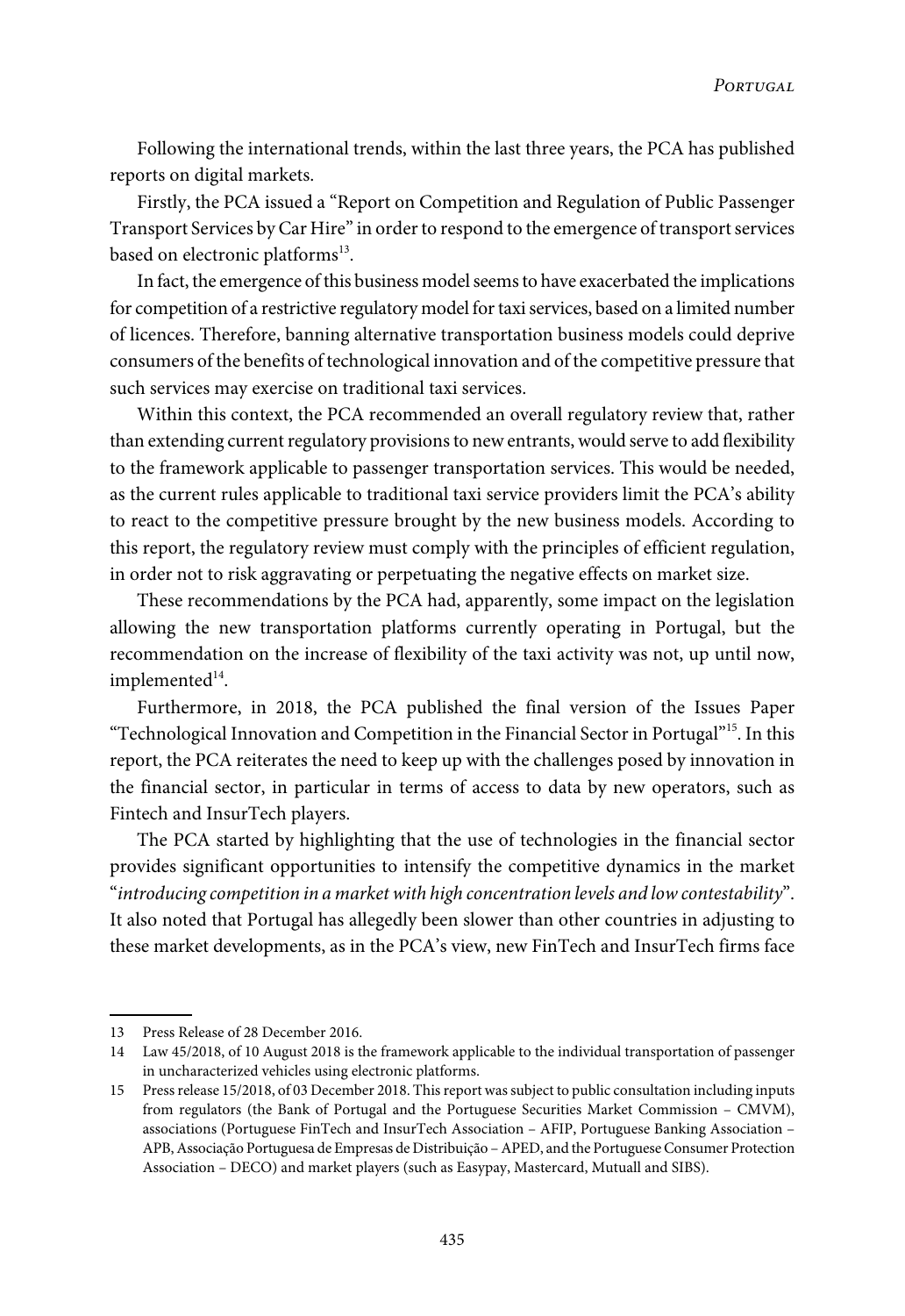Following the international trends, within the last three years, the PCA has published reports on digital markets.

Firstly, the PCA issued a "Report on Competition and Regulation of Public Passenger Transport Services by Car Hire" in order to respond to the emergence of transport services based on electronic platforms[13].

In fact, the emergence of this business model seems to have exacerbated the implications for competition of a restrictive regulatory model for taxi services, based on a limited number of licences. Therefore, banning alternative transportation business models could deprive consumers of the benefits of technological innovation and of the competitive pressure that such services may exercise on traditional taxi services.

Within this context, the PCA recommended an overall regulatory review that, rather than extending current regulatory provisions to new entrants, would serve to add flexibility to the framework applicable to passenger transportation services. This would be needed, as the current rules applicable to traditional taxi service providers limit the PCA's ability to react to the competitive pressure brought by the new business models. According to this report, the regulatory review must comply with the principles of efficient regulation, in order not to risk aggravating or perpetuating the negative effects on market size.

These recommendations by the PCA had, apparently, some impact on the legislation allowing the new transportation platforms currently operating in Portugal, but the recommendation on the increase of flexibility of the taxi activity was not, up until now, implemented[14].

Furthermore, in 2018, the PCA published the final version of the Issues Paper "Technological Innovation and Competition in the Financial Sector in Portugal"[15]. In this report, the PCA reiterates the need to keep up with the challenges posed by innovation in the financial sector, in particular in terms of access to data by new operators, such as Fintech and InsurTech players.

The PCA started by highlighting that the use of technologies in the financial sector provides significant opportunities to intensify the competitive dynamics in the market "*introducing competition in a market with high concentration levels and low contestability*". It also noted that Portugal has allegedly been slower than other countries in adjusting to these market developments, as in the PCA's view, new FinTech and InsurTech firms face

---

13 Press Release of 28 December 2016.

14 Law 45/2018, of 10 August 2018 is the framework applicable to the individual transportation of passenger in uncharacterized vehicles using electronic platforms.

15 Press release 15/2018, of 03 December 2018. This report was subject to public consultation including inputs from regulators (the Bank of Portugal and the Portuguese Securities Market Commission – CMVM), associations (Portuguese FinTech and InsurTech Association – AFIP, Portuguese Banking Association – APB, Associação Portuguesa de Empresas de Distribuição – APED, and the Portuguese Consumer Protection Association – DECO) and market players (such as Easypay, Mastercard, Mutuall and SIBS).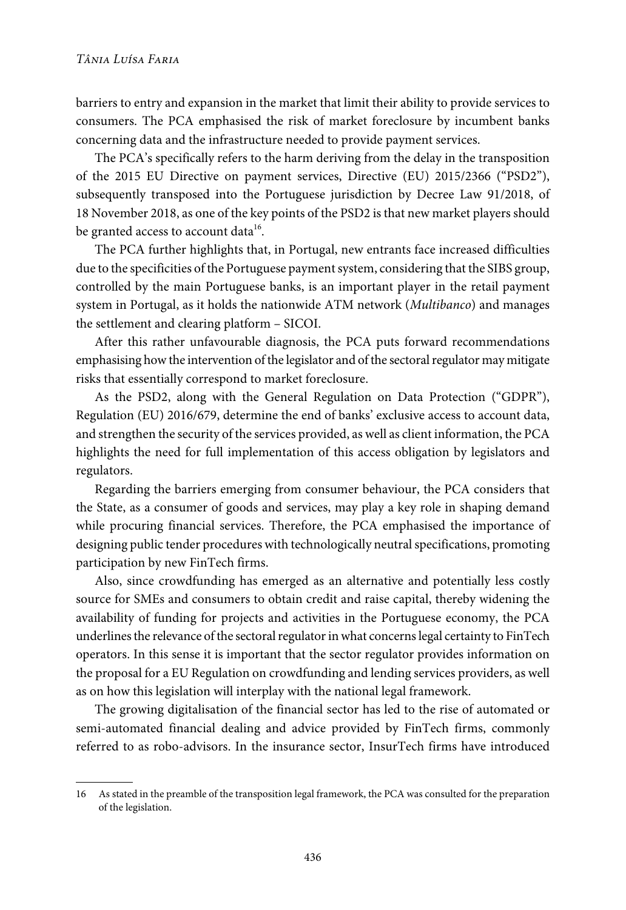barriers to entry and expansion in the market that limit their ability to provide services to consumers. The PCA emphasised the risk of market foreclosure by incumbent banks concerning data and the infrastructure needed to provide payment services.

The PCA's specifically refers to the harm deriving from the delay in the transposition of the 2015 EU Directive on payment services, Directive (EU) 2015/2366 ("PSD2"), subsequently transposed into the Portuguese jurisdiction by Decree Law 91/2018, of 18 November 2018, as one of the key points of the PSD2 is that new market players should be granted access to account data[16].

The PCA further highlights that, in Portugal, new entrants face increased difficulties due to the specificities of the Portuguese payment system, considering that the SIBS group, controlled by the main Portuguese banks, is an important player in the retail payment system in Portugal, as it holds the nationwide ATM network (*Multibanco*) and manages the settlement and clearing platform – SICOI.

After this rather unfavourable diagnosis, the PCA puts forward recommendations emphasising how the intervention of the legislator and of the sectoral regulator may mitigate risks that essentially correspond to market foreclosure.

As the PSD2, along with the General Regulation on Data Protection ("GDPR"), Regulation (EU) 2016/679, determine the end of banks' exclusive access to account data, and strengthen the security of the services provided, as well as client information, the PCA highlights the need for full implementation of this access obligation by legislators and regulators.

Regarding the barriers emerging from consumer behaviour, the PCA considers that the State, as a consumer of goods and services, may play a key role in shaping demand while procuring financial services. Therefore, the PCA emphasised the importance of designing public tender procedures with technologically neutral specifications, promoting participation by new FinTech firms.

Also, since crowdfunding has emerged as an alternative and potentially less costly source for SMEs and consumers to obtain credit and raise capital, thereby widening the availability of funding for projects and activities in the Portuguese economy, the PCA underlines the relevance of the sectoral regulator in what concerns legal certainty to FinTech operators. In this sense it is important that the sector regulator provides information on the proposal for a EU Regulation on crowdfunding and lending services providers, as well as on how this legislation will interplay with the national legal framework.

The growing digitalisation of the financial sector has led to the rise of automated or semi-automated financial dealing and advice provided by FinTech firms, commonly referred to as robo-advisors. In the insurance sector, InsurTech firms have introduced

---

16 As stated in the preamble of the transposition legal framework, the PCA was consulted for the preparation of the legislation.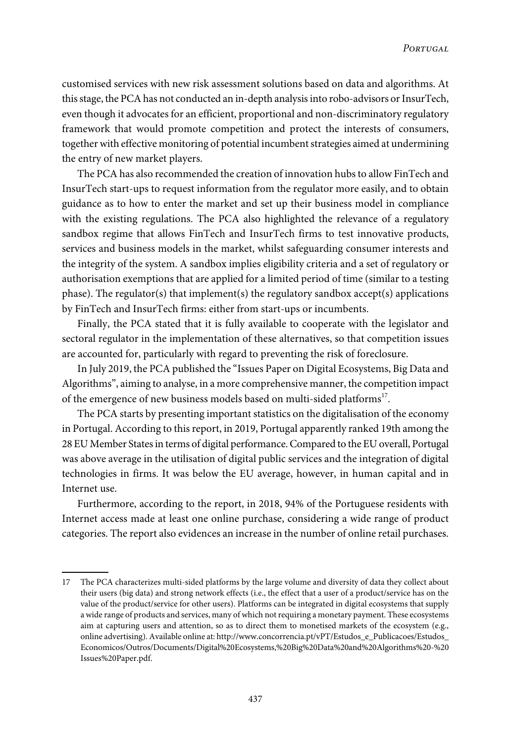customised services with new risk assessment solutions based on data and algorithms. At this stage, the PCA has not conducted an in-depth analysis into robo-advisors or InsurTech, even though it advocates for an efficient, proportional and non-discriminatory regulatory framework that would promote competition and protect the interests of consumers, together with effective monitoring of potential incumbent strategies aimed at undermining the entry of new market players.

The PCA has also recommended the creation of innovation hubs to allow FinTech and InsurTech start-ups to request information from the regulator more easily, and to obtain guidance as to how to enter the market and set up their business model in compliance with the existing regulations. The PCA also highlighted the relevance of a regulatory sandbox regime that allows FinTech and InsurTech firms to test innovative products, services and business models in the market, whilst safeguarding consumer interests and the integrity of the system. A sandbox implies eligibility criteria and a set of regulatory or authorisation exemptions that are applied for a limited period of time (similar to a testing phase). The regulator(s) that implement(s) the regulatory sandbox accept(s) applications by FinTech and InsurTech firms: either from start-ups or incumbents.

Finally, the PCA stated that it is fully available to cooperate with the legislator and sectoral regulator in the implementation of these alternatives, so that competition issues are accounted for, particularly with regard to preventing the risk of foreclosure.

In July 2019, the PCA published the "Issues Paper on Digital Ecosystems, Big Data and Algorithms", aiming to analyse, in a more comprehensive manner, the competition impact of the emergence of new business models based on multi-sided platforms[17].

The PCA starts by presenting important statistics on the digitalisation of the economy in Portugal. According to this report, in 2019, Portugal apparently ranked 19th among the 28 EU Member States in terms of digital performance. Compared to the EU overall, Portugal was above average in the utilisation of digital public services and the integration of digital technologies in firms. It was below the EU average, however, in human capital and in Internet use.

Furthermore, according to the report, in 2018, 94% of the Portuguese residents with Internet access made at least one online purchase, considering a wide range of product categories. The report also evidences an increase in the number of online retail purchases.

---

17 The PCA characterizes multi-sided platforms by the large volume and diversity of data they collect about their users (big data) and strong network effects (i.e., the effect that a user of a product/service has on the value of the product/service for other users). Platforms can be integrated in digital ecosystems that supply a wide range of products and services, many of which not requiring a monetary payment. These ecosystems aim at capturing users and attention, so as to direct them to monetised markets of the ecosystem (e.g., online advertising). Available online at: http://www.concorrencia.pt/vPT/Estudos_e_Publicacoes/Estudos_Economicos/Outros/Documents/Digital%20Ecosystems,%20Big%20Data%20and%20Algorithms%20-%20Issues%20Paper.pdf.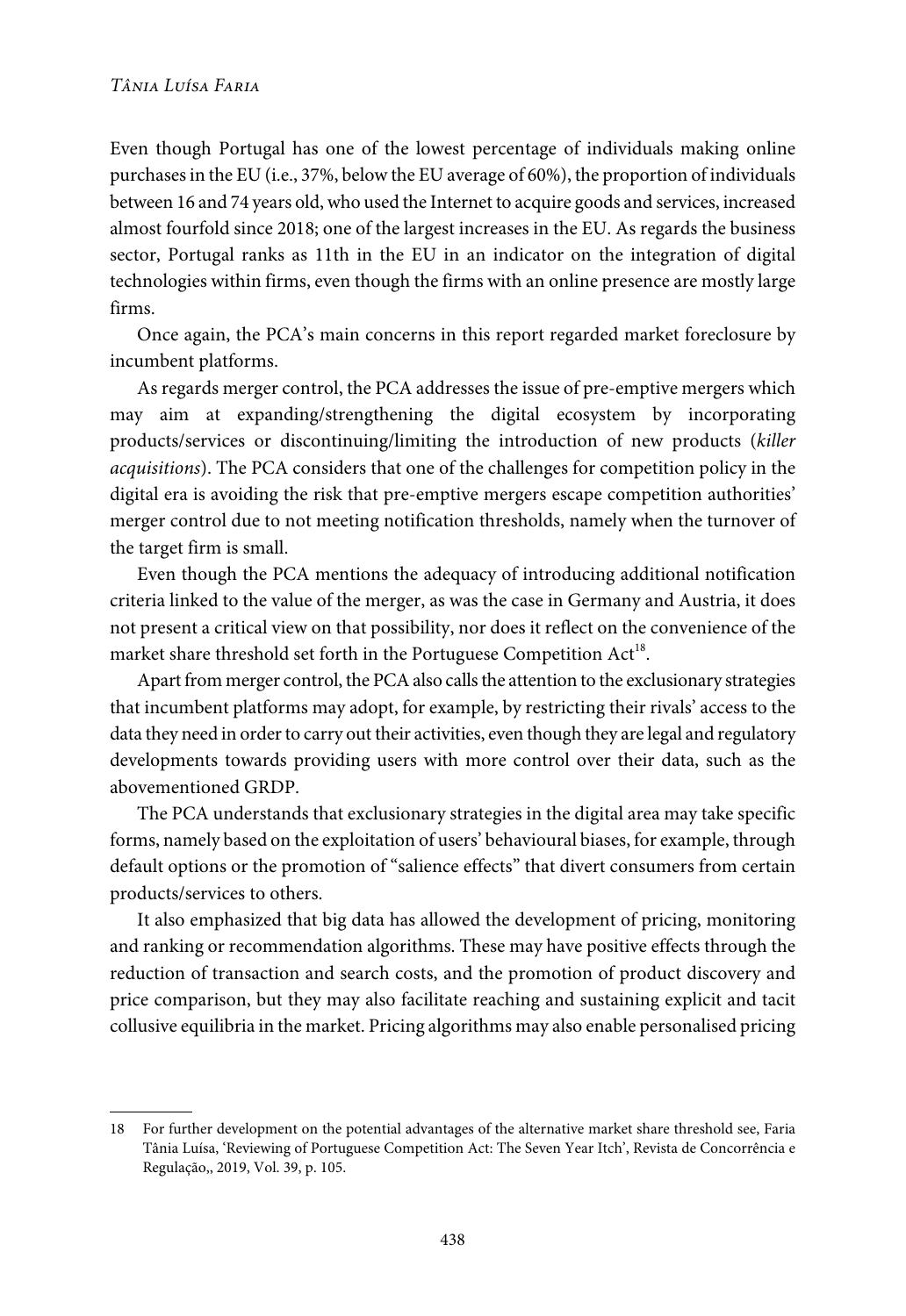Even though Portugal has one of the lowest percentage of individuals making online purchases in the EU (i.e., 37%, below the EU average of 60%), the proportion of individuals between 16 and 74 years old, who used the Internet to acquire goods and services, increased almost fourfold since 2018; one of the largest increases in the EU. As regards the business sector, Portugal ranks as 11th in the EU in an indicator on the integration of digital technologies within firms, even though the firms with an online presence are mostly large firms.

Once again, the PCA's main concerns in this report regarded market foreclosure by incumbent platforms.

As regards merger control, the PCA addresses the issue of pre-emptive mergers which may aim at expanding/strengthening the digital ecosystem by incorporating products/services or discontinuing/limiting the introduction of new products (*killer acquisitions*). The PCA considers that one of the challenges for competition policy in the digital era is avoiding the risk that pre-emptive mergers escape competition authorities' merger control due to not meeting notification thresholds, namely when the turnover of the target firm is small.

Even though the PCA mentions the adequacy of introducing additional notification criteria linked to the value of the merger, as was the case in Germany and Austria, it does not present a critical view on that possibility, nor does it reflect on the convenience of the market share threshold set forth in the Portuguese Competition Act[18].

Apart from merger control, the PCA also calls the attention to the exclusionary strategies that incumbent platforms may adopt, for example, by restricting their rivals' access to the data they need in order to carry out their activities, even though they are legal and regulatory developments towards providing users with more control over their data, such as the abovementioned GRDP.

The PCA understands that exclusionary strategies in the digital area may take specific forms, namely based on the exploitation of users' behavioural biases, for example, through default options or the promotion of "salience effects" that divert consumers from certain products/services to others.

It also emphasized that big data has allowed the development of pricing, monitoring and ranking or recommendation algorithms. These may have positive effects through the reduction of transaction and search costs, and the promotion of product discovery and price comparison, but they may also facilitate reaching and sustaining explicit and tacit collusive equilibria in the market. Pricing algorithms may also enable personalised pricing

18 For further development on the potential advantages of the alternative market share threshold see, Faria Tânia Luísa, 'Reviewing of Portuguese Competition Act: The Seven Year Itch', Revista de Concorrência e Regulação,, 2019, Vol. 39, p. 105.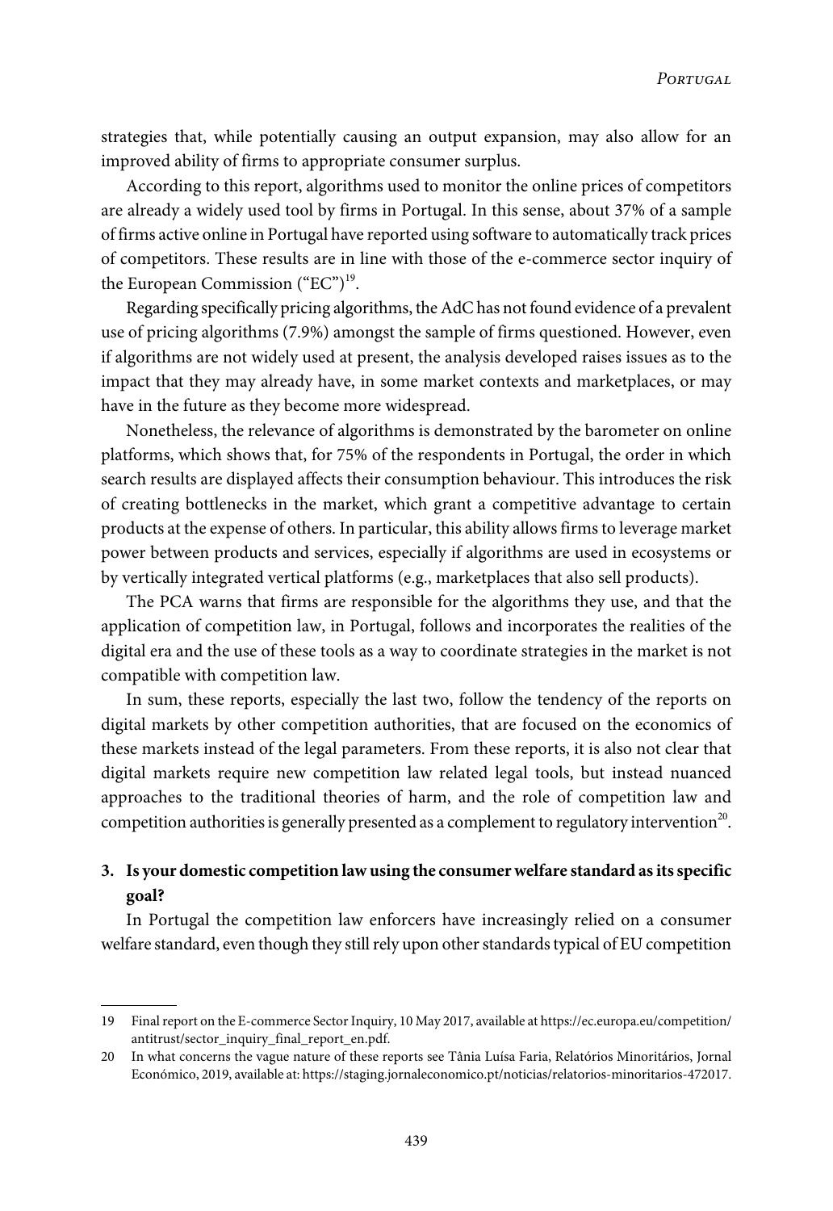strategies that, while potentially causing an output expansion, may also allow for an improved ability of firms to appropriate consumer surplus.

According to this report, algorithms used to monitor the online prices of competitors are already a widely used tool by firms in Portugal. In this sense, about 37% of a sample of firms active online in Portugal have reported using software to automatically track prices of competitors. These results are in line with those of the e-commerce sector inquiry of the European Commission ("EC")[19].

Regarding specifically pricing algorithms, the AdC has not found evidence of a prevalent use of pricing algorithms (7.9%) amongst the sample of firms questioned. However, even if algorithms are not widely used at present, the analysis developed raises issues as to the impact that they may already have, in some market contexts and marketplaces, or may have in the future as they become more widespread.

Nonetheless, the relevance of algorithms is demonstrated by the barometer on online platforms, which shows that, for 75% of the respondents in Portugal, the order in which search results are displayed affects their consumption behaviour. This introduces the risk of creating bottlenecks in the market, which grant a competitive advantage to certain products at the expense of others. In particular, this ability allows firms to leverage market power between products and services, especially if algorithms are used in ecosystems or by vertically integrated vertical platforms (e.g., marketplaces that also sell products).

The PCA warns that firms are responsible for the algorithms they use, and that the application of competition law, in Portugal, follows and incorporates the realities of the digital era and the use of these tools as a way to coordinate strategies in the market is not compatible with competition law.

In sum, these reports, especially the last two, follow the tendency of the reports on digital markets by other competition authorities, that are focused on the economics of these markets instead of the legal parameters. From these reports, it is also not clear that digital markets require new competition law related legal tools, but instead nuanced approaches to the traditional theories of harm, and the role of competition law and competition authorities is generally presented as a complement to regulatory intervention[20].

### 3. Is your domestic competition law using the consumer welfare standard as its specific goal?

In Portugal the competition law enforcers have increasingly relied on a consumer welfare standard, even though they still rely upon other standards typical of EU competition

---

19 Final report on the E-commerce Sector Inquiry, 10 May 2017, available at https://ec.europa.eu/competition/antitrust/sector_inquiry_final_report_en.pdf.

20 In what concerns the vague nature of these reports see Tânia Luísa Faria, Relatórios Minoritários, Jornal Económico, 2019, available at: https://staging.jornaleconomico.pt/noticias/relatorios-minoritarios-472017.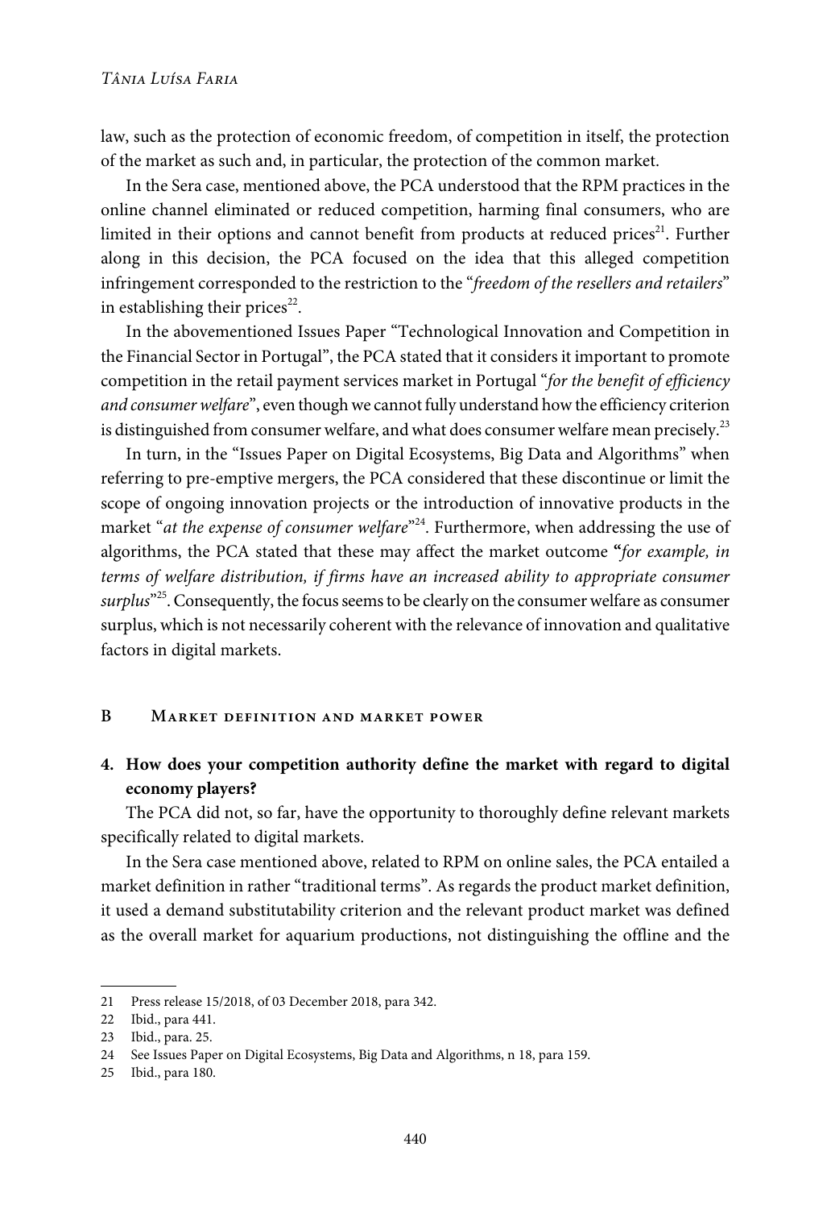law, such as the protection of economic freedom, of competition in itself, the protection of the market as such and, in particular, the protection of the common market.

In the Sera case, mentioned above, the PCA understood that the RPM practices in the online channel eliminated or reduced competition, harming final consumers, who are limited in their options and cannot benefit from products at reduced prices[21]. Further along in this decision, the PCA focused on the idea that this alleged competition infringement corresponded to the restriction to the "*freedom of the resellers and retailers*" in establishing their prices[22].

In the abovementioned Issues Paper "Technological Innovation and Competition in the Financial Sector in Portugal", the PCA stated that it considers it important to promote competition in the retail payment services market in Portugal "*for the benefit of efficiency and consumer welfare*", even though we cannot fully understand how the efficiency criterion is distinguished from consumer welfare, and what does consumer welfare mean precisely.[23]

In turn, in the "Issues Paper on Digital Ecosystems, Big Data and Algorithms" when referring to pre-emptive mergers, the PCA considered that these discontinue or limit the scope of ongoing innovation projects or the introduction of innovative products in the market "*at the expense of consumer welfare*"[24]. Furthermore, when addressing the use of algorithms, the PCA stated that these may affect the market outcome **"***for example, in terms of welfare distribution, if firms have an increased ability to appropriate consumer surplus*"[25]. Consequently, the focus seems to be clearly on the consumer welfare as consumer surplus, which is not necessarily coherent with the relevance of innovation and qualitative factors in digital markets.

## B Market definition and market power

**4. How does your competition authority define the market with regard to digital economy players?**

The PCA did not, so far, have the opportunity to thoroughly define relevant markets specifically related to digital markets.

In the Sera case mentioned above, related to RPM on online sales, the PCA entailed a market definition in rather "traditional terms". As regards the product market definition, it used a demand substitutability criterion and the relevant product market was defined as the overall market for aquarium productions, not distinguishing the offline and the

21 Press release 15/2018, of 03 December 2018, para 342.

22 Ibid., para 441.

23 Ibid., para. 25.

24 See Issues Paper on Digital Ecosystems, Big Data and Algorithms, n 18, para 159.

25 Ibid., para 180.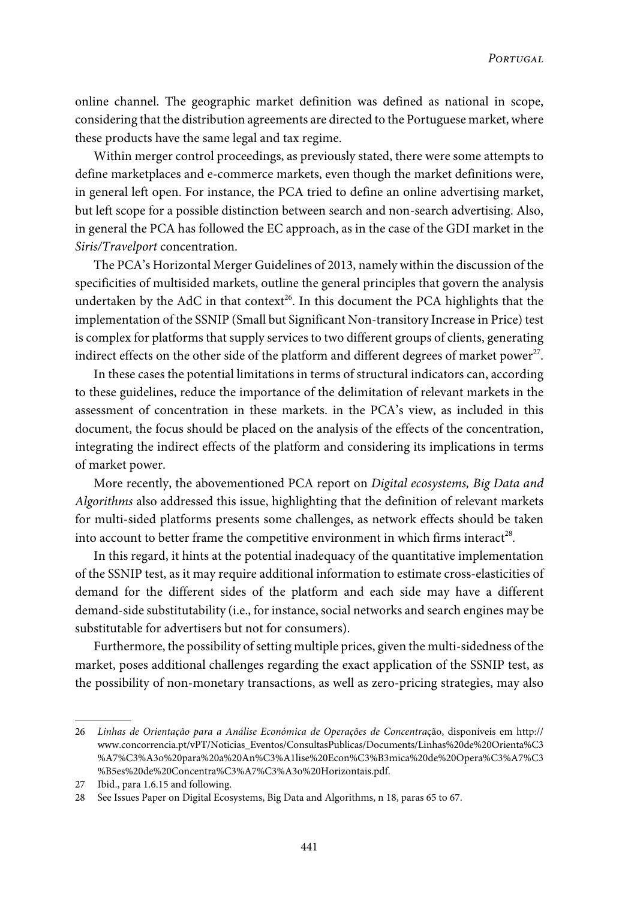online channel. The geographic market definition was defined as national in scope, considering that the distribution agreements are directed to the Portuguese market, where these products have the same legal and tax regime.

Within merger control proceedings, as previously stated, there were some attempts to define marketplaces and e-commerce markets, even though the market definitions were, in general left open. For instance, the PCA tried to define an online advertising market, but left scope for a possible distinction between search and non-search advertising. Also, in general the PCA has followed the EC approach, as in the case of the GDI market in the *Siris/Travelport* concentration.

The PCA's Horizontal Merger Guidelines of 2013, namely within the discussion of the specificities of multisided markets, outline the general principles that govern the analysis undertaken by the AdC in that context[26]. In this document the PCA highlights that the implementation of the SSNIP (Small but Significant Non-transitory Increase in Price) test is complex for platforms that supply services to two different groups of clients, generating indirect effects on the other side of the platform and different degrees of market power[27].

In these cases the potential limitations in terms of structural indicators can, according to these guidelines, reduce the importance of the delimitation of relevant markets in the assessment of concentration in these markets. in the PCA's view, as included in this document, the focus should be placed on the analysis of the effects of the concentration, integrating the indirect effects of the platform and considering its implications in terms of market power.

More recently, the abovementioned PCA report on *Digital ecosystems, Big Data and Algorithms* also addressed this issue, highlighting that the definition of relevant markets for multi-sided platforms presents some challenges, as network effects should be taken into account to better frame the competitive environment in which firms interact[28].

In this regard, it hints at the potential inadequacy of the quantitative implementation of the SSNIP test, as it may require additional information to estimate cross-elasticities of demand for the different sides of the platform and each side may have a different demand-side substitutability (i.e., for instance, social networks and search engines may be substitutable for advertisers but not for consumers).

Furthermore, the possibility of setting multiple prices, given the multi-sidedness of the market, poses additional challenges regarding the exact application of the SSNIP test, as the possibility of non-monetary transactions, as well as zero-pricing strategies, may also

---

26 *Linhas de Orientação para a Análise Económica de Operações de Concentração*, disponíveis em http://www.concorrencia.pt/vPT/Noticias_Eventos/ConsultasPublicas/Documents/Linhas%20de%20Orienta%C3%A7%C3%A3o%20para%20a%20An%C3%A1lise%20Econ%C3%B3mica%20de%20Opera%C3%A7%C3%B5es%20de%20Concentra%C3%A7%C3%A3o%20Horizontais.pdf.

27 Ibid., para 1.6.15 and following.

28 See Issues Paper on Digital Ecosystems, Big Data and Algorithms, n 18, paras 65 to 67.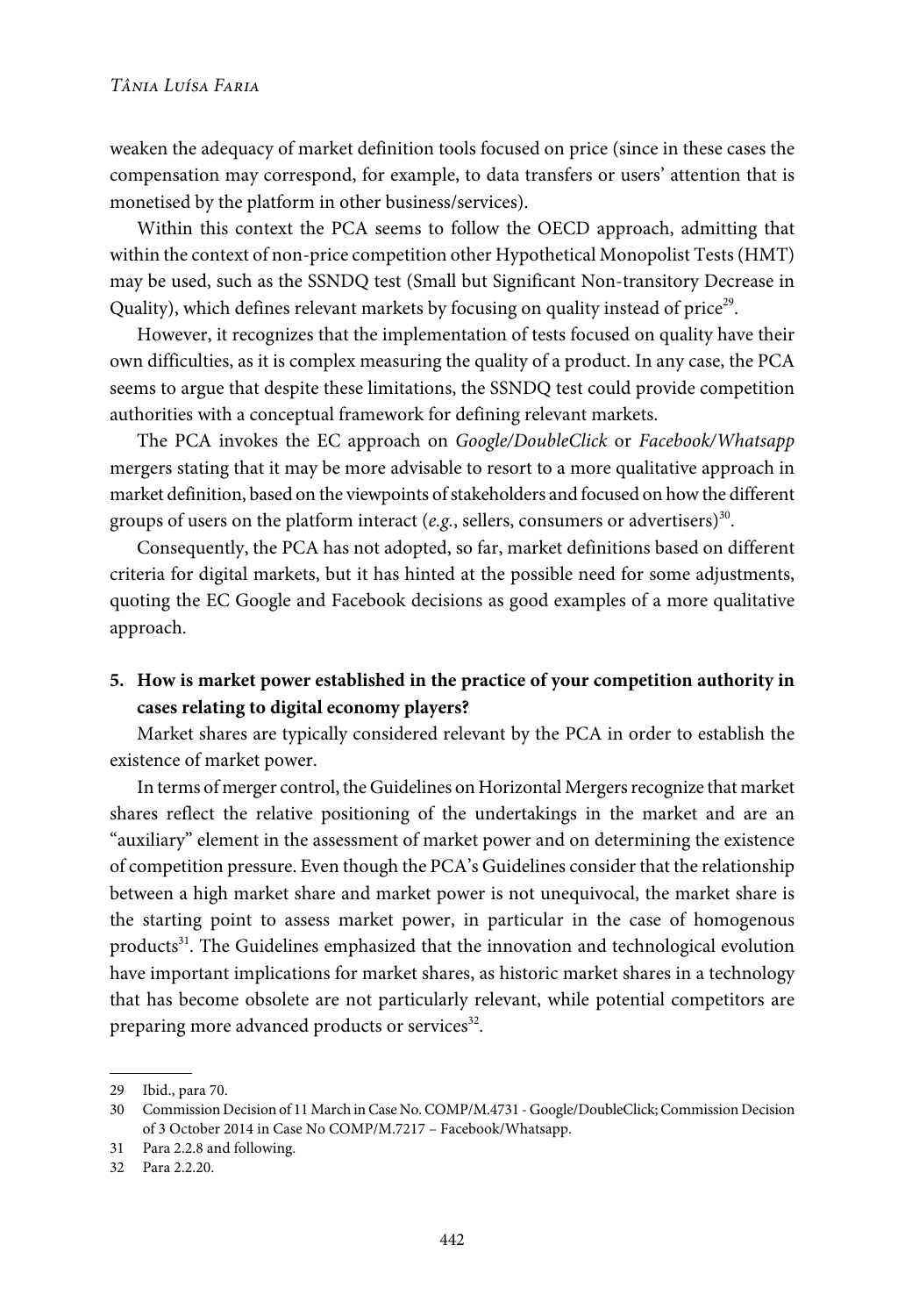weaken the adequacy of market definition tools focused on price (since in these cases the compensation may correspond, for example, to data transfers or users' attention that is monetised by the platform in other business/services).

Within this context the PCA seems to follow the OECD approach, admitting that within the context of non-price competition other Hypothetical Monopolist Tests (HMT) may be used, such as the SSNDQ test (Small but Significant Non-transitory Decrease in Quality), which defines relevant markets by focusing on quality instead of price[29].

However, it recognizes that the implementation of tests focused on quality have their own difficulties, as it is complex measuring the quality of a product. In any case, the PCA seems to argue that despite these limitations, the SSNDQ test could provide competition authorities with a conceptual framework for defining relevant markets.

The PCA invokes the EC approach on *Google/DoubleClick* or *Facebook/Whatsapp* mergers stating that it may be more advisable to resort to a more qualitative approach in market definition, based on the viewpoints of stakeholders and focused on how the different groups of users on the platform interact (*e.g.*, sellers, consumers or advertisers)[30].

Consequently, the PCA has not adopted, so far, market definitions based on different criteria for digital markets, but it has hinted at the possible need for some adjustments, quoting the EC Google and Facebook decisions as good examples of a more qualitative approach.

## 5. How is market power established in the practice of your competition authority in cases relating to digital economy players?

Market shares are typically considered relevant by the PCA in order to establish the existence of market power.

In terms of merger control, the Guidelines on Horizontal Mergers recognize that market shares reflect the relative positioning of the undertakings in the market and are an "auxiliary" element in the assessment of market power and on determining the existence of competition pressure. Even though the PCA's Guidelines consider that the relationship between a high market share and market power is not unequivocal, the market share is the starting point to assess market power, in particular in the case of homogenous products[31]. The Guidelines emphasized that the innovation and technological evolution have important implications for market shares, as historic market shares in a technology that has become obsolete are not particularly relevant, while potential competitors are preparing more advanced products or services[32].

---

29 Ibid., para 70.

30 Commission Decision of 11 March in Case No. COMP/M.4731 - Google/DoubleClick; Commission Decision of 3 October 2014 in Case No COMP/M.7217 – Facebook/Whatsapp.

31 Para 2.2.8 and following.

32 Para 2.2.20.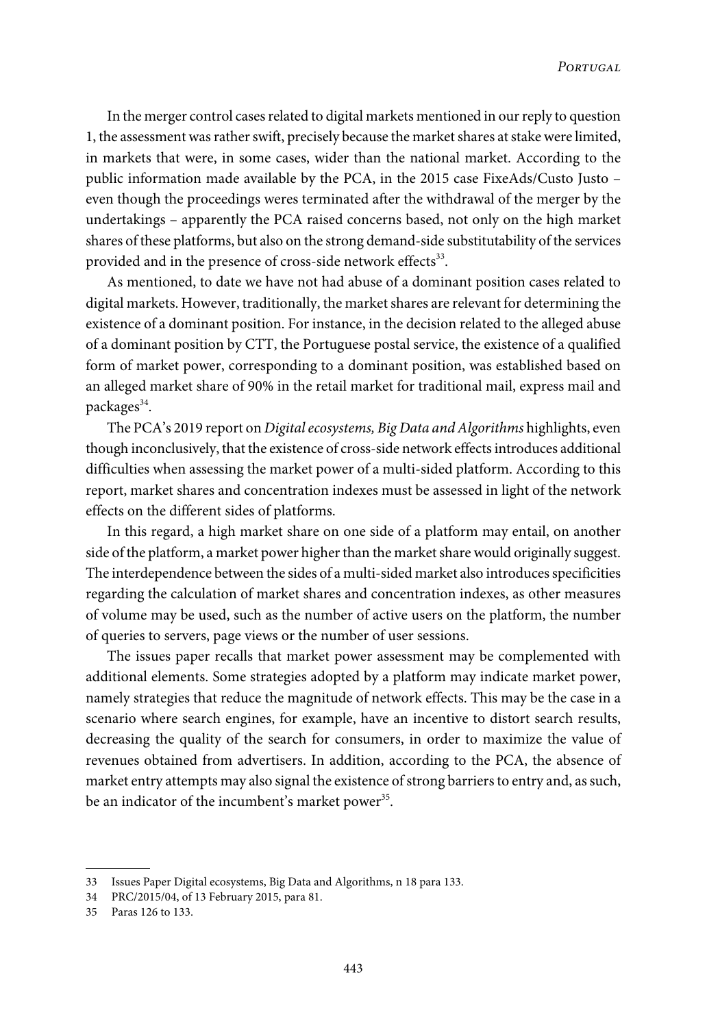In the merger control cases related to digital markets mentioned in our reply to question 1, the assessment was rather swift, precisely because the market shares at stake were limited, in markets that were, in some cases, wider than the national market. According to the public information made available by the PCA, in the 2015 case FixeAds/Custo Justo – even though the proceedings weres terminated after the withdrawal of the merger by the undertakings – apparently the PCA raised concerns based, not only on the high market shares of these platforms, but also on the strong demand-side substitutability of the services provided and in the presence of cross-side network effects[33].

As mentioned, to date we have not had abuse of a dominant position cases related to digital markets. However, traditionally, the market shares are relevant for determining the existence of a dominant position. For instance, in the decision related to the alleged abuse of a dominant position by CTT, the Portuguese postal service, the existence of a qualified form of market power, corresponding to a dominant position, was established based on an alleged market share of 90% in the retail market for traditional mail, express mail and packages[34].

The PCA's 2019 report on *Digital ecosystems, Big Data and Algorithms* highlights, even though inconclusively, that the existence of cross-side network effects introduces additional difficulties when assessing the market power of a multi-sided platform. According to this report, market shares and concentration indexes must be assessed in light of the network effects on the different sides of platforms.

In this regard, a high market share on one side of a platform may entail, on another side of the platform, a market power higher than the market share would originally suggest. The interdependence between the sides of a multi-sided market also introduces specificities regarding the calculation of market shares and concentration indexes, as other measures of volume may be used, such as the number of active users on the platform, the number of queries to servers, page views or the number of user sessions.

The issues paper recalls that market power assessment may be complemented with additional elements. Some strategies adopted by a platform may indicate market power, namely strategies that reduce the magnitude of network effects. This may be the case in a scenario where search engines, for example, have an incentive to distort search results, decreasing the quality of the search for consumers, in order to maximize the value of revenues obtained from advertisers. In addition, according to the PCA, the absence of market entry attempts may also signal the existence of strong barriers to entry and, as such, be an indicator of the incumbent's market power[35].

---

33 Issues Paper Digital ecosystems, Big Data and Algorithms, n 18 para 133.

34 PRC/2015/04, of 13 February 2015, para 81.

35 Paras 126 to 133.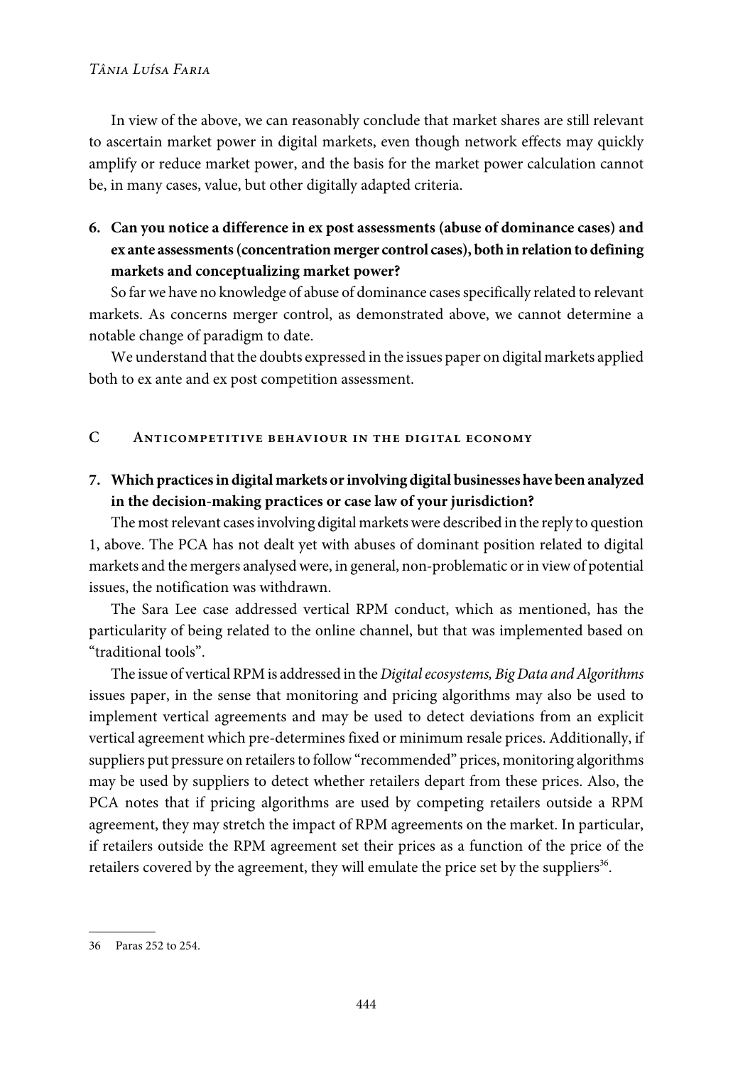In view of the above, we can reasonably conclude that market shares are still relevant to ascertain market power in digital markets, even though network effects may quickly amplify or reduce market power, and the basis for the market power calculation cannot be, in many cases, value, but other digitally adapted criteria.

**6. Can you notice a difference in ex post assessments (abuse of dominance cases) and ex ante assessments (concentration merger control cases), both in relation to defining markets and conceptualizing market power?**

So far we have no knowledge of abuse of dominance cases specifically related to relevant markets. As concerns merger control, as demonstrated above, we cannot determine a notable change of paradigm to date.

We understand that the doubts expressed in the issues paper on digital markets applied both to ex ante and ex post competition assessment.

## C Anticompetitive behaviour in the digital economy

**7. Which practices in digital markets or involving digital businesses have been analyzed in the decision-making practices or case law of your jurisdiction?**

The most relevant cases involving digital markets were described in the reply to question 1, above. The PCA has not dealt yet with abuses of dominant position related to digital markets and the mergers analysed were, in general, non-problematic or in view of potential issues, the notification was withdrawn.

The Sara Lee case addressed vertical RPM conduct, which as mentioned, has the particularity of being related to the online channel, but that was implemented based on "traditional tools".

The issue of vertical RPM is addressed in the *Digital ecosystems, Big Data and Algorithms* issues paper, in the sense that monitoring and pricing algorithms may also be used to implement vertical agreements and may be used to detect deviations from an explicit vertical agreement which pre-determines fixed or minimum resale prices. Additionally, if suppliers put pressure on retailers to follow "recommended" prices, monitoring algorithms may be used by suppliers to detect whether retailers depart from these prices. Also, the PCA notes that if pricing algorithms are used by competing retailers outside a RPM agreement, they may stretch the impact of RPM agreements on the market. In particular, if retailers outside the RPM agreement set their prices as a function of the price of the retailers covered by the agreement, they will emulate the price set by the suppliers[36].

---

36 Paras 252 to 254.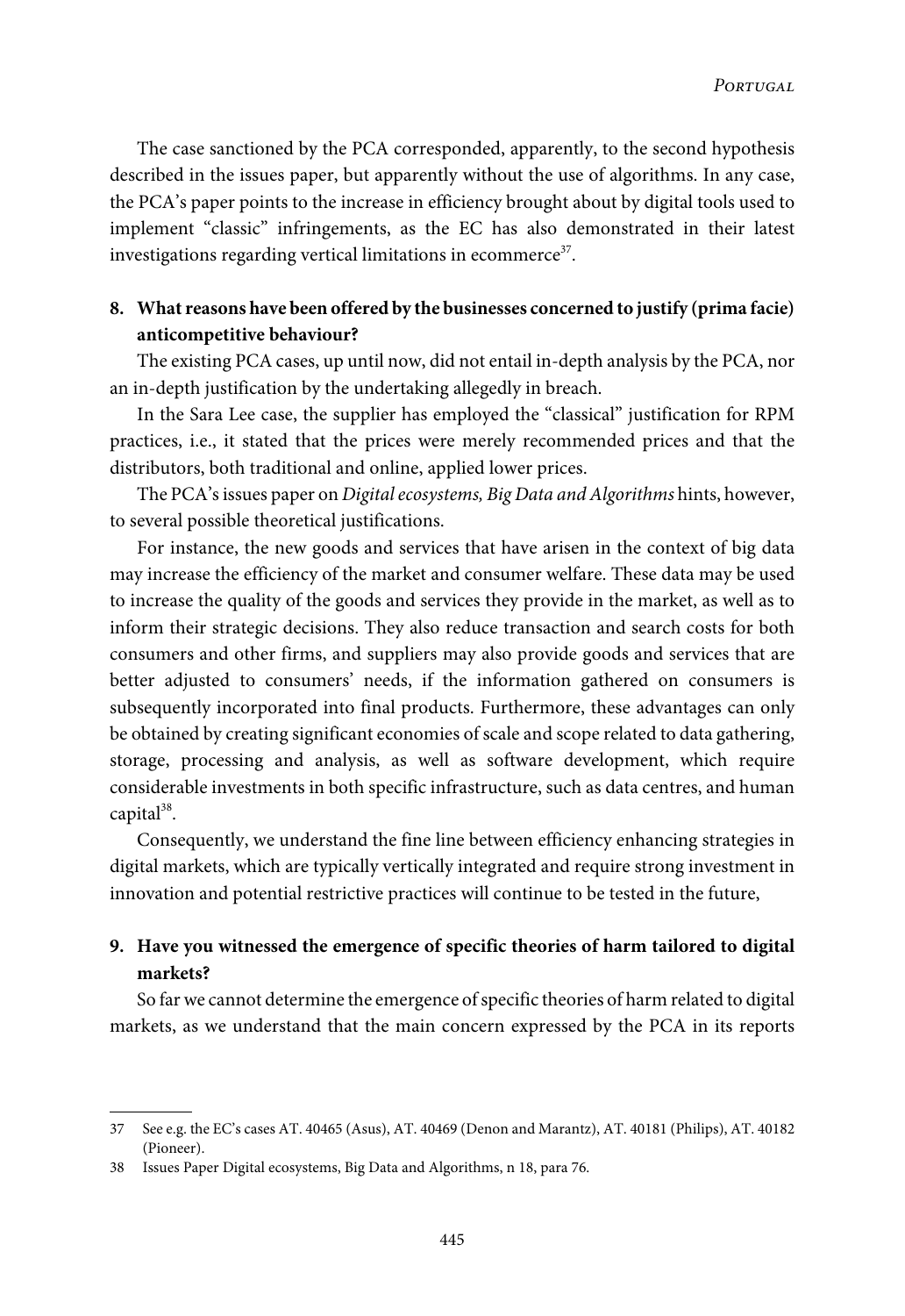The case sanctioned by the PCA corresponded, apparently, to the second hypothesis described in the issues paper, but apparently without the use of algorithms. In any case, the PCA's paper points to the increase in efficiency brought about by digital tools used to implement "classic" infringements, as the EC has also demonstrated in their latest investigations regarding vertical limitations in ecommerce[37].

## 8. What reasons have been offered by the businesses concerned to justify (prima facie) anticompetitive behaviour?

The existing PCA cases, up until now, did not entail in-depth analysis by the PCA, nor an in-depth justification by the undertaking allegedly in breach.

In the Sara Lee case, the supplier has employed the "classical" justification for RPM practices, i.e., it stated that the prices were merely recommended prices and that the distributors, both traditional and online, applied lower prices.

The PCA's issues paper on *Digital ecosystems, Big Data and Algorithms* hints, however, to several possible theoretical justifications.

For instance, the new goods and services that have arisen in the context of big data may increase the efficiency of the market and consumer welfare. These data may be used to increase the quality of the goods and services they provide in the market, as well as to inform their strategic decisions. They also reduce transaction and search costs for both consumers and other firms, and suppliers may also provide goods and services that are better adjusted to consumers' needs, if the information gathered on consumers is subsequently incorporated into final products. Furthermore, these advantages can only be obtained by creating significant economies of scale and scope related to data gathering, storage, processing and analysis, as well as software development, which require considerable investments in both specific infrastructure, such as data centres, and human capital[38].

Consequently, we understand the fine line between efficiency enhancing strategies in digital markets, which are typically vertically integrated and require strong investment in innovation and potential restrictive practices will continue to be tested in the future,

## 9. Have you witnessed the emergence of specific theories of harm tailored to digital markets?

So far we cannot determine the emergence of specific theories of harm related to digital markets, as we understand that the main concern expressed by the PCA in its reports

---

37 See e.g. the EC's cases AT. 40465 (Asus), AT. 40469 (Denon and Marantz), AT. 40181 (Philips), AT. 40182 (Pioneer).

38 Issues Paper Digital ecosystems, Big Data and Algorithms, n 18, para 76.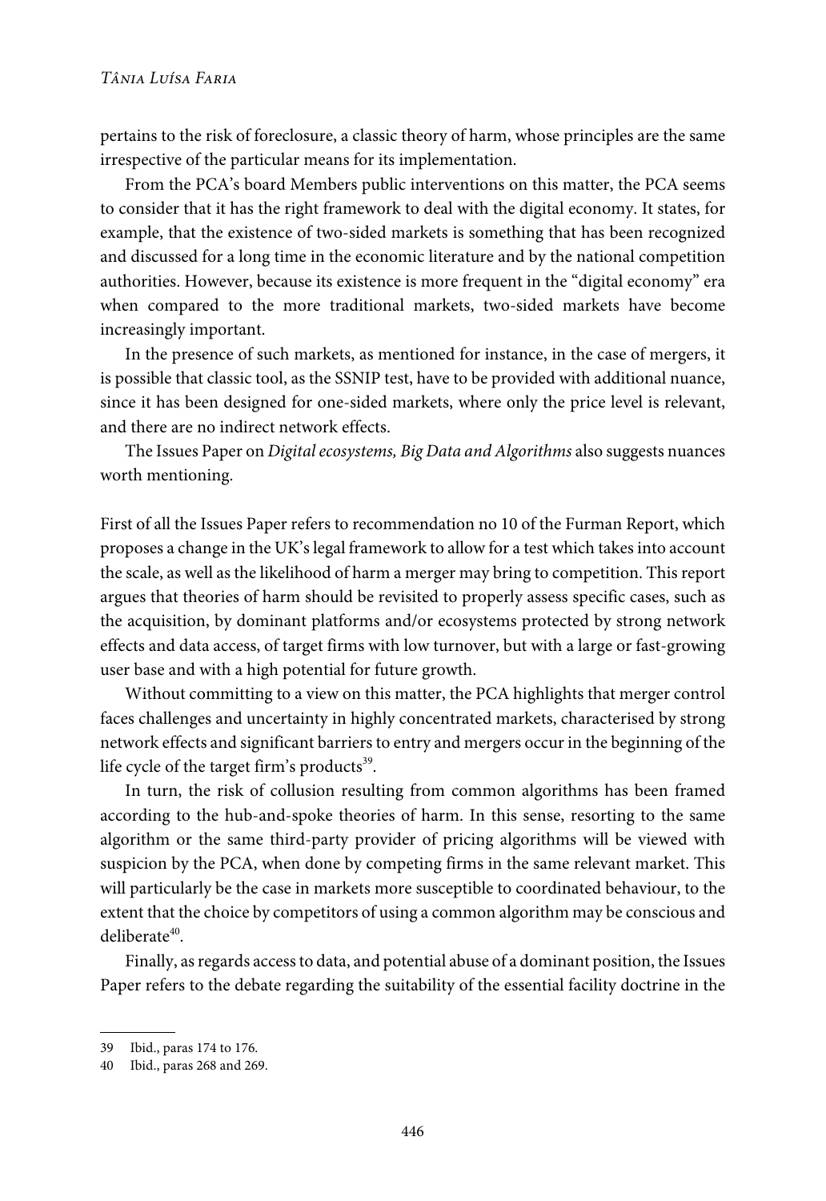pertains to the risk of foreclosure, a classic theory of harm, whose principles are the same irrespective of the particular means for its implementation.

From the PCA's board Members public interventions on this matter, the PCA seems to consider that it has the right framework to deal with the digital economy. It states, for example, that the existence of two-sided markets is something that has been recognized and discussed for a long time in the economic literature and by the national competition authorities. However, because its existence is more frequent in the "digital economy" era when compared to the more traditional markets, two-sided markets have become increasingly important.

In the presence of such markets, as mentioned for instance, in the case of mergers, it is possible that classic tool, as the SSNIP test, have to be provided with additional nuance, since it has been designed for one-sided markets, where only the price level is relevant, and there are no indirect network effects.

The Issues Paper on *Digital ecosystems, Big Data and Algorithms* also suggests nuances worth mentioning.

First of all the Issues Paper refers to recommendation no 10 of the Furman Report, which proposes a change in the UK's legal framework to allow for a test which takes into account the scale, as well as the likelihood of harm a merger may bring to competition. This report argues that theories of harm should be revisited to properly assess specific cases, such as the acquisition, by dominant platforms and/or ecosystems protected by strong network effects and data access, of target firms with low turnover, but with a large or fast-growing user base and with a high potential for future growth.

Without committing to a view on this matter, the PCA highlights that merger control faces challenges and uncertainty in highly concentrated markets, characterised by strong network effects and significant barriers to entry and mergers occur in the beginning of the life cycle of the target firm's products[39].

In turn, the risk of collusion resulting from common algorithms has been framed according to the hub-and-spoke theories of harm. In this sense, resorting to the same algorithm or the same third-party provider of pricing algorithms will be viewed with suspicion by the PCA, when done by competing firms in the same relevant market. This will particularly be the case in markets more susceptible to coordinated behaviour, to the extent that the choice by competitors of using a common algorithm may be conscious and deliberate[40].

Finally, as regards access to data, and potential abuse of a dominant position, the Issues Paper refers to the debate regarding the suitability of the essential facility doctrine in the

---

39 Ibid., paras 174 to 176.

40 Ibid., paras 268 and 269.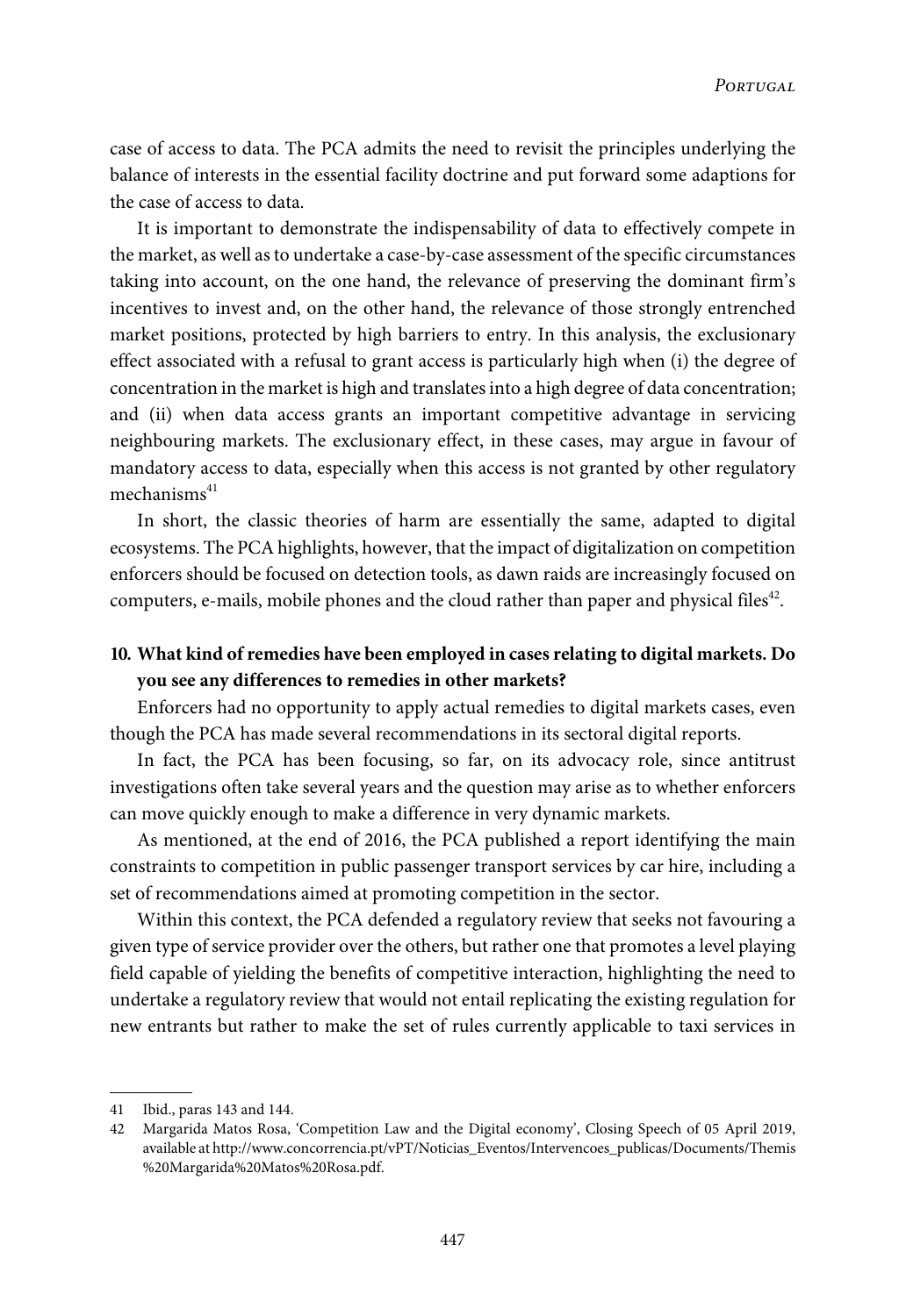case of access to data. The PCA admits the need to revisit the principles underlying the balance of interests in the essential facility doctrine and put forward some adaptions for the case of access to data.

It is important to demonstrate the indispensability of data to effectively compete in the market, as well as to undertake a case-by-case assessment of the specific circumstances taking into account, on the one hand, the relevance of preserving the dominant firm's incentives to invest and, on the other hand, the relevance of those strongly entrenched market positions, protected by high barriers to entry. In this analysis, the exclusionary effect associated with a refusal to grant access is particularly high when (i) the degree of concentration in the market is high and translates into a high degree of data concentration; and (ii) when data access grants an important competitive advantage in servicing neighbouring markets. The exclusionary effect, in these cases, may argue in favour of mandatory access to data, especially when this access is not granted by other regulatory mechanisms[41]

In short, the classic theories of harm are essentially the same, adapted to digital ecosystems. The PCA highlights, however, that the impact of digitalization on competition enforcers should be focused on detection tools, as dawn raids are increasingly focused on computers, e-mails, mobile phones and the cloud rather than paper and physical files[42].

## 10. What kind of remedies have been employed in cases relating to digital markets. Do you see any differences to remedies in other markets?

Enforcers had no opportunity to apply actual remedies to digital markets cases, even though the PCA has made several recommendations in its sectoral digital reports.

In fact, the PCA has been focusing, so far, on its advocacy role, since antitrust investigations often take several years and the question may arise as to whether enforcers can move quickly enough to make a difference in very dynamic markets.

As mentioned, at the end of 2016, the PCA published a report identifying the main constraints to competition in public passenger transport services by car hire, including a set of recommendations aimed at promoting competition in the sector.

Within this context, the PCA defended a regulatory review that seeks not favouring a given type of service provider over the others, but rather one that promotes a level playing field capable of yielding the benefits of competitive interaction, highlighting the need to undertake a regulatory review that would not entail replicating the existing regulation for new entrants but rather to make the set of rules currently applicable to taxi services in

---

41 Ibid., paras 143 and 144.

42 Margarida Matos Rosa, 'Competition Law and the Digital economy', Closing Speech of 05 April 2019, available at http://www.concorrencia.pt/vPT/Noticias_Eventos/Intervencoes_publicas/Documents/Themis%20Margarida%20Matos%20Rosa.pdf.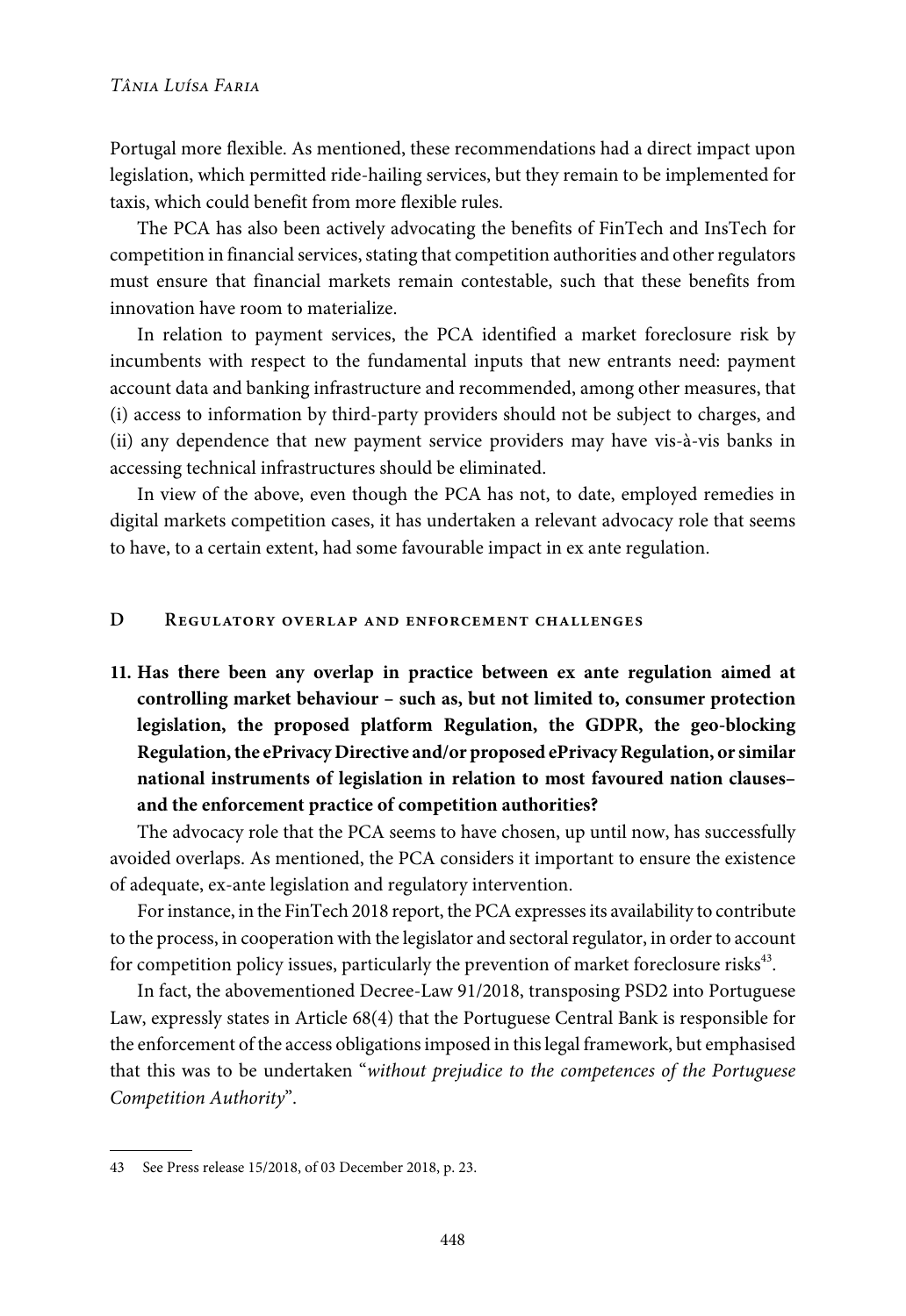Portugal more flexible. As mentioned, these recommendations had a direct impact upon legislation, which permitted ride-hailing services, but they remain to be implemented for taxis, which could benefit from more flexible rules.

The PCA has also been actively advocating the benefits of FinTech and InsTech for competition in financial services, stating that competition authorities and other regulators must ensure that financial markets remain contestable, such that these benefits from innovation have room to materialize.

In relation to payment services, the PCA identified a market foreclosure risk by incumbents with respect to the fundamental inputs that new entrants need: payment account data and banking infrastructure and recommended, among other measures, that (i) access to information by third-party providers should not be subject to charges, and (ii) any dependence that new payment service providers may have vis-à-vis banks in accessing technical infrastructures should be eliminated.

In view of the above, even though the PCA has not, to date, employed remedies in digital markets competition cases, it has undertaken a relevant advocacy role that seems to have, to a certain extent, had some favourable impact in ex ante regulation.

## D Regulatory overlap and enforcement challenges

**11. Has there been any overlap in practice between ex ante regulation aimed at controlling market behaviour – such as, but not limited to, consumer protection legislation, the proposed platform Regulation, the GDPR, the geo-blocking Regulation, the ePrivacy Directive and/or proposed ePrivacy Regulation, or similar national instruments of legislation in relation to most favoured nation clauses– and the enforcement practice of competition authorities?**

The advocacy role that the PCA seems to have chosen, up until now, has successfully avoided overlaps. As mentioned, the PCA considers it important to ensure the existence of adequate, ex-ante legislation and regulatory intervention.

For instance, in the FinTech 2018 report, the PCA expresses its availability to contribute to the process, in cooperation with the legislator and sectoral regulator, in order to account for competition policy issues, particularly the prevention of market foreclosure risks[43].

In fact, the abovementioned Decree-Law 91/2018, transposing PSD2 into Portuguese Law, expressly states in Article 68(4) that the Portuguese Central Bank is responsible for the enforcement of the access obligations imposed in this legal framework, but emphasised that this was to be undertaken "*without prejudice to the competences of the Portuguese Competition Authority*".

---

43 See Press release 15/2018, of 03 December 2018, p. 23.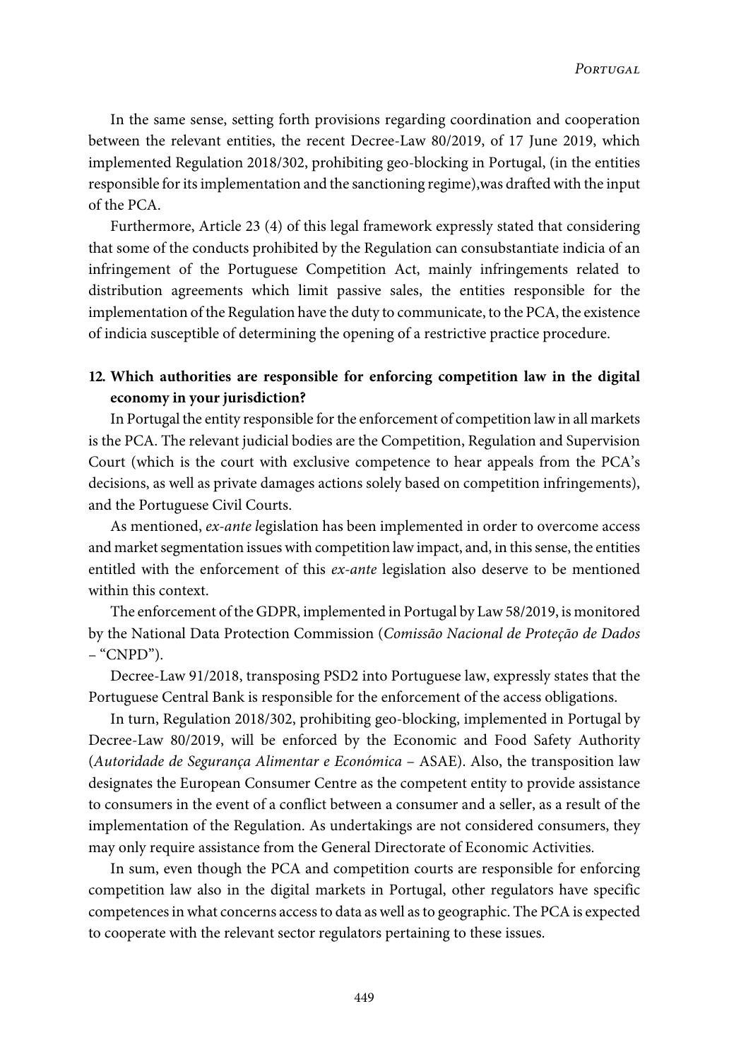In the same sense, setting forth provisions regarding coordination and cooperation between the relevant entities, the recent Decree-Law 80/2019, of 17 June 2019, which implemented Regulation 2018/302, prohibiting geo-blocking in Portugal, (in the entities responsible for its implementation and the sanctioning regime),was drafted with the input of the PCA.

Furthermore, Article 23 (4) of this legal framework expressly stated that considering that some of the conducts prohibited by the Regulation can consubstantiate indicia of an infringement of the Portuguese Competition Act, mainly infringements related to distribution agreements which limit passive sales, the entities responsible for the implementation of the Regulation have the duty to communicate, to the PCA, the existence of indicia susceptible of determining the opening of a restrictive practice procedure.

**12. Which authorities are responsible for enforcing competition law in the digital economy in your jurisdiction?**

In Portugal the entity responsible for the enforcement of competition law in all markets is the PCA. The relevant judicial bodies are the Competition, Regulation and Supervision Court (which is the court with exclusive competence to hear appeals from the PCA's decisions, as well as private damages actions solely based on competition infringements), and the Portuguese Civil Courts.

As mentioned, *ex-ante l*egislation has been implemented in order to overcome access and market segmentation issues with competition law impact, and, in this sense, the entities entitled with the enforcement of this *ex-ante* legislation also deserve to be mentioned within this context.

The enforcement of the GDPR, implemented in Portugal by Law 58/2019, is monitored by the National Data Protection Commission (*Comissão Nacional de Proteção de Dados* – "CNPD").

Decree-Law 91/2018, transposing PSD2 into Portuguese law, expressly states that the Portuguese Central Bank is responsible for the enforcement of the access obligations.

In turn, Regulation 2018/302, prohibiting geo-blocking, implemented in Portugal by Decree-Law 80/2019, will be enforced by the Economic and Food Safety Authority (*Autoridade de Segurança Alimentar e Económica* – ASAE). Also, the transposition law designates the European Consumer Centre as the competent entity to provide assistance to consumers in the event of a conflict between a consumer and a seller, as a result of the implementation of the Regulation. As undertakings are not considered consumers, they may only require assistance from the General Directorate of Economic Activities.

In sum, even though the PCA and competition courts are responsible for enforcing competition law also in the digital markets in Portugal, other regulators have specific competences in what concerns access to data as well as to geographic. The PCA is expected to cooperate with the relevant sector regulators pertaining to these issues.